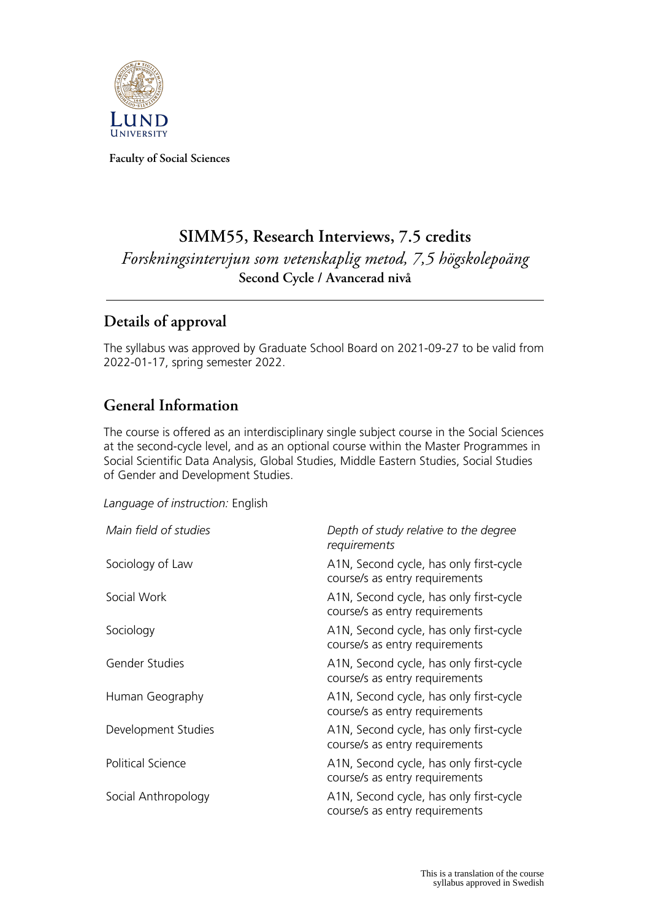Faculty of Social Sciences

# SIMM55, Research Interviews, 7.5 credits

*Forskningsintervjun som vetenskaplig metod, 7,5 högskolepoäng*

**Second Cycle / Avancerad nivå**

## Details of approval

The syllabus was approved by Graduate School Board on 2021-09-27 to be valid from 2022-01-17, spring semester 2022.

## General Information

The course is offered as an interdisciplinary single subject course in the Social Sciences at the second-cycle level, and as an optional course within the Master Programmes in Social Scientific Data Analysis, Global Studies, Middle Eastern Studies, Social Studies of Gender and Development Studies.

*Language of instruction:* English

| *Main field of studies* | *Depth of study relative to the degree requirements* |
| --- | --- |
| Sociology of Law | A1N, Second cycle, has only first-cycle course/s as entry requirements |
| Social Work | A1N, Second cycle, has only first-cycle course/s as entry requirements |
| Sociology | A1N, Second cycle, has only first-cycle course/s as entry requirements |
| Gender Studies | A1N, Second cycle, has only first-cycle course/s as entry requirements |
| Human Geography | A1N, Second cycle, has only first-cycle course/s as entry requirements |
| Development Studies | A1N, Second cycle, has only first-cycle course/s as entry requirements |
| Political Science | A1N, Second cycle, has only first-cycle course/s as entry requirements |
| Social Anthropology | A1N, Second cycle, has only first-cycle course/s as entry requirements |

This is a translation of the course syllabus approved in Swedish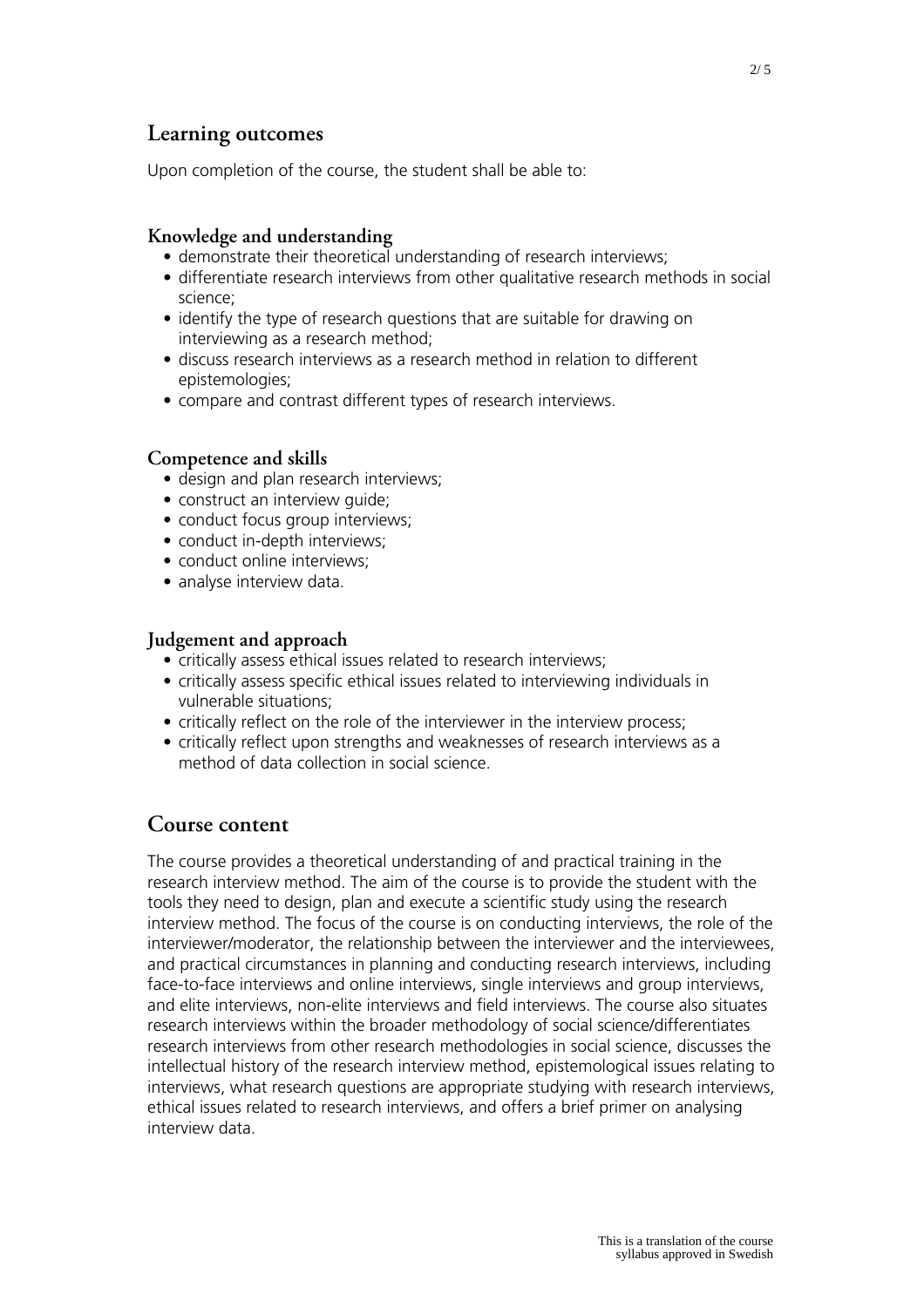## Learning outcomes

Upon completion of the course, the student shall be able to:

### Knowledge and understanding

- demonstrate their theoretical understanding of research interviews;
- differentiate research interviews from other qualitative research methods in social science;
- identify the type of research questions that are suitable for drawing on interviewing as a research method;
- discuss research interviews as a research method in relation to different epistemologies;
- compare and contrast different types of research interviews.

### Competence and skills

- design and plan research interviews;
- construct an interview guide;
- conduct focus group interviews;
- conduct in-depth interviews;
- conduct online interviews;
- analyse interview data.

### Judgement and approach

- critically assess ethical issues related to research interviews;
- critically assess specific ethical issues related to interviewing individuals in vulnerable situations;
- critically reflect on the role of the interviewer in the interview process;
- critically reflect upon strengths and weaknesses of research interviews as a method of data collection in social science.

## Course content

The course provides a theoretical understanding of and practical training in the research interview method. The aim of the course is to provide the student with the tools they need to design, plan and execute a scientific study using the research interview method. The focus of the course is on conducting interviews, the role of the interviewer/moderator, the relationship between the interviewer and the interviewees, and practical circumstances in planning and conducting research interviews, including face-to-face interviews and online interviews, single interviews and group interviews, and elite interviews, non-elite interviews and field interviews. The course also situates research interviews within the broader methodology of social science/differentiates research interviews from other research methodologies in social science, discusses the intellectual history of the research interview method, epistemological issues relating to interviews, what research questions are appropriate studying with research interviews, ethical issues related to research interviews, and offers a brief primer on analysing interview data.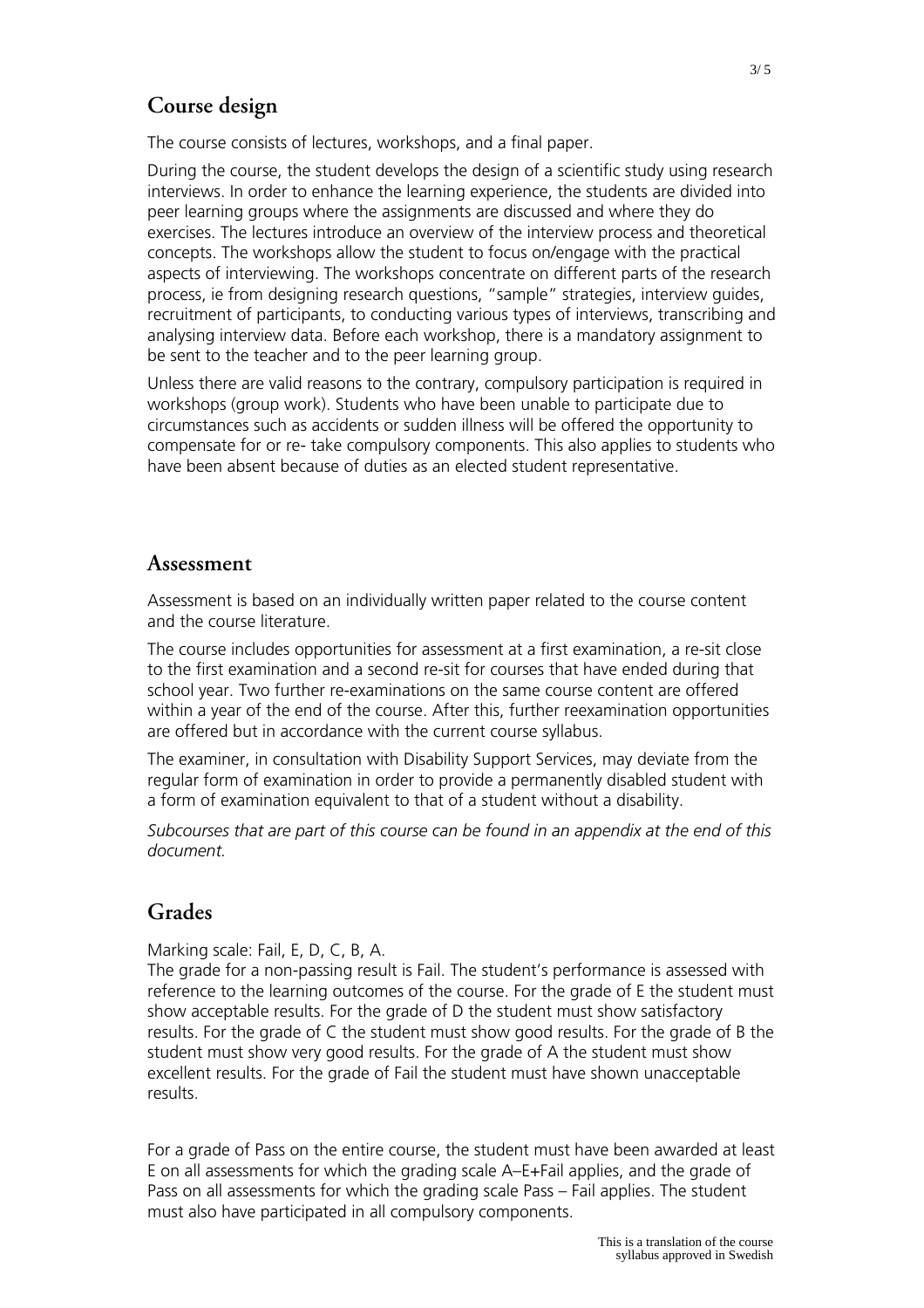## Course design

The course consists of lectures, workshops, and a final paper.

During the course, the student develops the design of a scientific study using research interviews. In order to enhance the learning experience, the students are divided into peer learning groups where the assignments are discussed and where they do exercises. The lectures introduce an overview of the interview process and theoretical concepts. The workshops allow the student to focus on/engage with the practical aspects of interviewing. The workshops concentrate on different parts of the research process, ie from designing research questions, "sample" strategies, interview guides, recruitment of participants, to conducting various types of interviews, transcribing and analysing interview data. Before each workshop, there is a mandatory assignment to be sent to the teacher and to the peer learning group.

Unless there are valid reasons to the contrary, compulsory participation is required in workshops (group work). Students who have been unable to participate due to circumstances such as accidents or sudden illness will be offered the opportunity to compensate for or re- take compulsory components. This also applies to students who have been absent because of duties as an elected student representative.

## Assessment

Assessment is based on an individually written paper related to the course content and the course literature.

The course includes opportunities for assessment at a first examination, a re-sit close to the first examination and a second re-sit for courses that have ended during that school year. Two further re-examinations on the same course content are offered within a year of the end of the course. After this, further reexamination opportunities are offered but in accordance with the current course syllabus.

The examiner, in consultation with Disability Support Services, may deviate from the regular form of examination in order to provide a permanently disabled student with a form of examination equivalent to that of a student without a disability.

*Subcourses that are part of this course can be found in an appendix at the end of this document.*

## Grades

Marking scale: Fail, E, D, C, B, A.
The grade for a non-passing result is Fail. The student's performance is assessed with reference to the learning outcomes of the course. For the grade of E the student must show acceptable results. For the grade of D the student must show satisfactory results. For the grade of C the student must show good results. For the grade of B the student must show very good results. For the grade of A the student must show excellent results. For the grade of Fail the student must have shown unacceptable results.

For a grade of Pass on the entire course, the student must have been awarded at least E on all assessments for which the grading scale A–E+Fail applies, and the grade of Pass on all assessments for which the grading scale Pass – Fail applies. The student must also have participated in all compulsory components.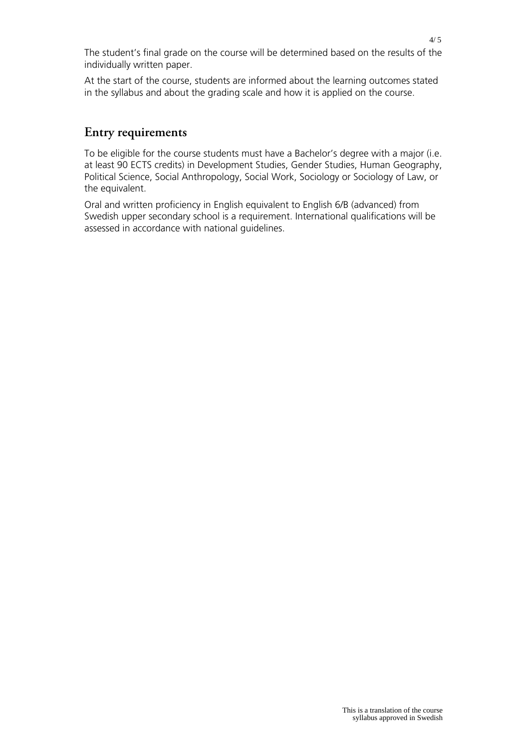The student's final grade on the course will be determined based on the results of the individually written paper.

At the start of the course, students are informed about the learning outcomes stated in the syllabus and about the grading scale and how it is applied on the course.

## Entry requirements

To be eligible for the course students must have a Bachelor's degree with a major (i.e. at least 90 ECTS credits) in Development Studies, Gender Studies, Human Geography, Political Science, Social Anthropology, Social Work, Sociology or Sociology of Law, or the equivalent.

Oral and written proficiency in English equivalent to English 6/B (advanced) from Swedish upper secondary school is a requirement. International qualifications will be assessed in accordance with national guidelines.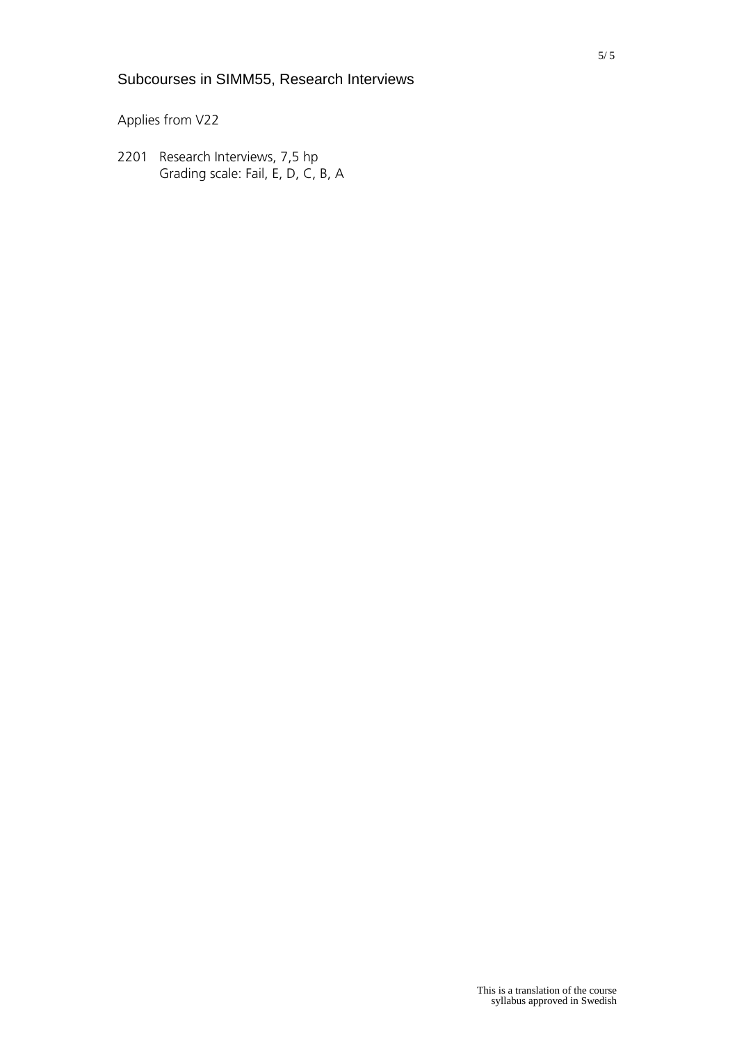## Subcourses in SIMM55, Research Interviews

Applies from V22

2201 Research Interviews, 7,5 hp
Grading scale: Fail, E, D, C, B, A

This is a translation of the course syllabus approved in Swedish